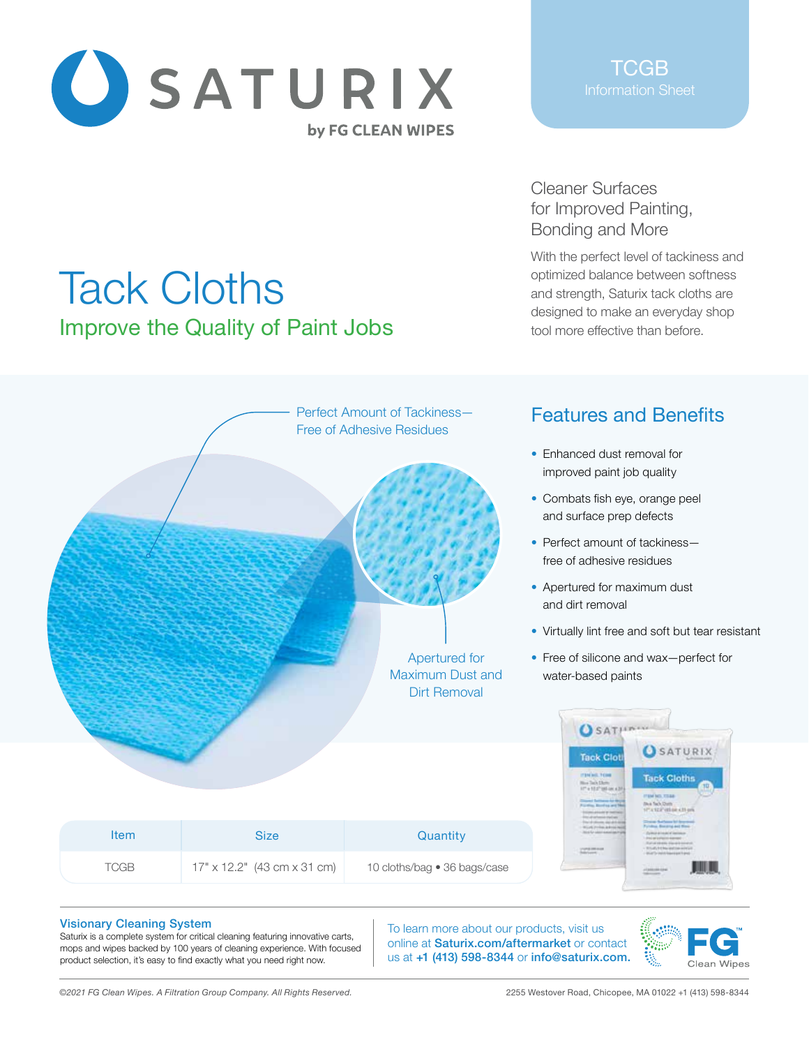# SATURIX

by FG CLEAN WIPES

TCGB
Information Sheet

# Tack Cloths

## Improve the Quality of Paint Jobs

### Cleaner Surfaces for Improved Painting, Bonding and More

With the perfect level of tackiness and optimized balance between softness and strength, Saturix tack cloths are designed to make an everyday shop tool more effective than before.

Perfect Amount of Tackiness—Free of Adhesive Residues

Apertured for Maximum Dust and Dirt Removal

## Features and Benefits

- Enhanced dust removal for improved paint job quality
- Combats fish eye, orange peel and surface prep defects
- Perfect amount of tackiness—free of adhesive residues
- Apertured for maximum dust and dirt removal
- Virtually lint free and soft but tear resistant
- Free of silicone and wax—perfect for water-based paints

| Item | Size | Quantity |
|---|---|---|
| TCGB | 17" x 12.2" (43 cm x 31 cm) | 10 cloths/bag • 36 bags/case |

**Visionary Cleaning System**
Saturix is a complete system for critical cleaning featuring innovative carts, mops and wipes backed by 100 years of cleaning experience. With focused product selection, it's easy to find exactly what you need right now.

To learn more about our products, visit us online at **Saturix.com/aftermarket** or contact us at **+1 (413) 598-8344** or **info@saturix.com.**

FG Clean Wipes

*©2021 FG Clean Wipes. A Filtration Group Company. All Rights Reserved.*

2255 Westover Road, Chicopee, MA 01022 +1 (413) 598-8344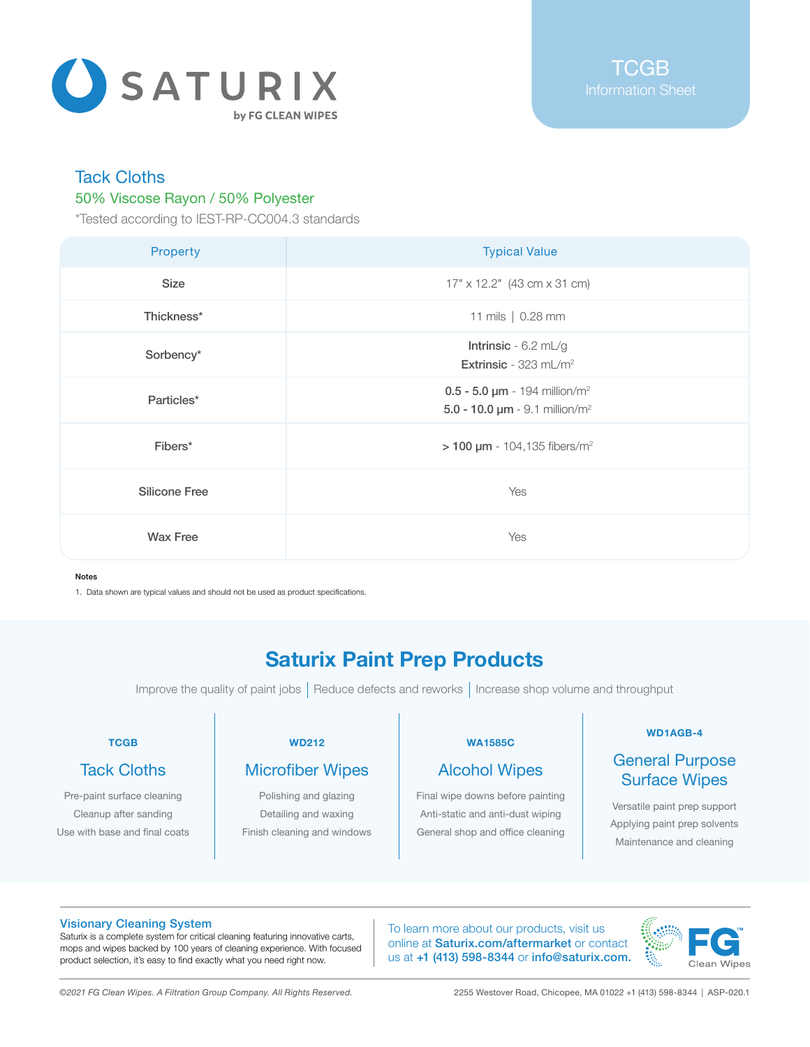SATURIX by FG CLEAN WIPES

TCGB
Information Sheet

## Tack Cloths

### 50% Viscose Rayon / 50% Polyester

*Tested according to IEST-RP-CC004.3 standards

| Property | Typical Value |
|---|---|
| Size | 17" x 12.2" (43 cm x 31 cm) |
| Thickness* | 11 mils \| 0.28 mm |
| Sorbency* | **Intrinsic** - 6.2 mL/g<br>**Extrinsic** - 323 mL/$m^2$ |
| Particles* | **0.5 - 5.0 µm** - 194 million/$m^2$<br>**5.0 - 10.0 µm** - 9.1 million/$m^2$ |
| Fibers* | **> 100 µm** - 104,135 fibers/$m^2$ |
| Silicone Free | Yes |
| Wax Free | Yes |

**Notes**

1. Data shown are typical values and should not be used as product specifications.

## Saturix Paint Prep Products

Improve the quality of paint jobs | Reduce defects and reworks | Increase shop volume and throughput

**TCGB**

### Tack Cloths

Pre-paint surface cleaning
Cleanup after sanding
Use with base and final coats

**WD212**

### Microfiber Wipes

Polishing and glazing
Detailing and waxing
Finish cleaning and windows

**WA1585C**

### Alcohol Wipes

Final wipe downs before painting
Anti-static and anti-dust wiping
General shop and office cleaning

**WD1AGB-4**

### General Purpose Surface Wipes

Versatile paint prep support
Applying paint prep solvents
Maintenance and cleaning

**Visionary Cleaning System**

Saturix is a complete system for critical cleaning featuring innovative carts, mops and wipes backed by 100 years of cleaning experience. With focused product selection, it's easy to find exactly what you need right now.

To learn more about our products, visit us online at **Saturix.com/aftermarket** or contact us at **+1 (413) 598-8344** or **info@saturix.com.**

FG™ Clean Wipes

*©2021 FG Clean Wipes. A Filtration Group Company. All Rights Reserved.*

2255 Westover Road, Chicopee, MA 01022 +1 (413) 598-8344 | ASP-020.1